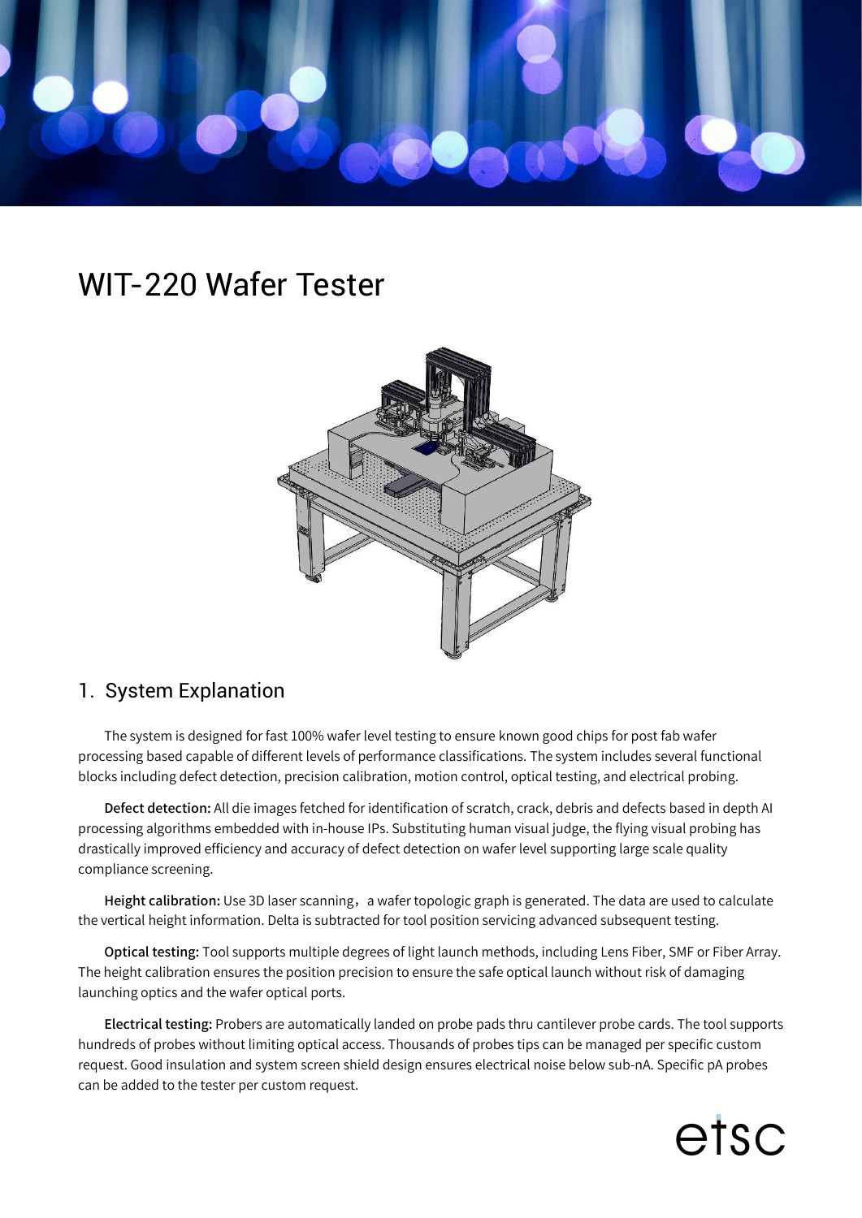# WIT-220 Wafer Tester

## 1. System Explanation

The system is designed for fast 100% wafer level testing to ensure known good chips for post fab wafer processing based capable of different levels of performance classifications. The system includes several functional blocks including defect detection, precision calibration, motion control, optical testing, and electrical probing.

**Defect detection:** All die images fetched for identification of scratch, crack, debris and defects based in depth AI processing algorithms embedded with in-house IPs. Substituting human visual judge, the flying visual probing has drastically improved efficiency and accuracy of defect detection on wafer level supporting large scale quality compliance screening.

**Height calibration:** Use 3D laser scanning，a wafer topologic graph is generated. The data are used to calculate the vertical height information. Delta is subtracted for tool position servicing advanced subsequent testing.

**Optical testing:** Tool supports multiple degrees of light launch methods, including Lens Fiber, SMF or Fiber Array. The height calibration ensures the position precision to ensure the safe optical launch without risk of damaging launching optics and the wafer optical ports.

**Electrical testing:** Probers are automatically landed on probe pads thru cantilever probe cards. The tool supports hundreds of probes without limiting optical access. Thousands of probes tips can be managed per specific custom request. Good insulation and system screen shield design ensures electrical noise below sub-nA. Specific pA probes can be added to the tester per custom request.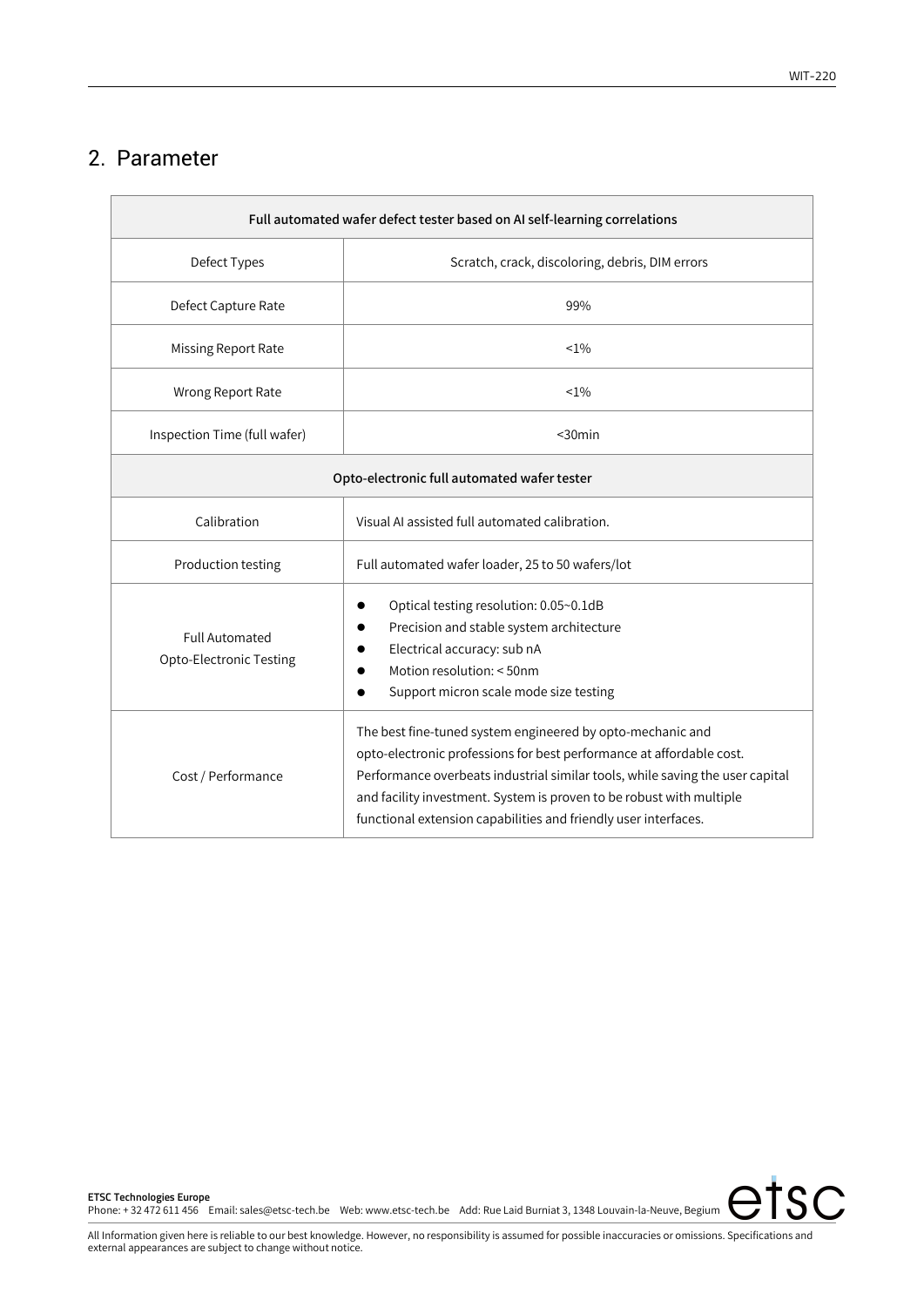## 2. Parameter

| Full automated wafer defect tester based on AI self-learning correlations | |
|---|---|
| Defect Types | Scratch, crack, discoloring, debris, DIM errors |
| Defect Capture Rate | 99% |
| Missing Report Rate | <1% |
| Wrong Report Rate | <1% |
| Inspection Time (full wafer) | <30min |
| **Opto-electronic full automated wafer tester** | |
| Calibration | Visual AI assisted full automated calibration. |
| Production testing | Full automated wafer loader, 25 to 50 wafers/lot |
| Full Automated Opto-Electronic Testing | ● Optical testing resolution: 0.05~0.1dB<br>● Precision and stable system architecture<br>● Electrical accuracy: sub nA<br>● Motion resolution: < 50nm<br>● Support micron scale mode size testing |
| Cost / Performance | The best fine-tuned system engineered by opto-mechanic and opto-electronic professions for best performance at affordable cost. Performance overbeats industrial similar tools, while saving the user capital and facility investment. System is proven to be robust with multiple functional extension capabilities and friendly user interfaces. |

**ETSC Technologies Europe**
Phone: + 32 472 611 456 Email: sales@etsc-tech.be Web: www.etsc-tech.be Add: Rue Laid Burniat 3, 1348 Louvain-la-Neuve, Begium

All Information given here is reliable to our best knowledge. However, no responsibility is assumed for possible inaccuracies or omissions. Specifications and external appearances are subject to change without notice.